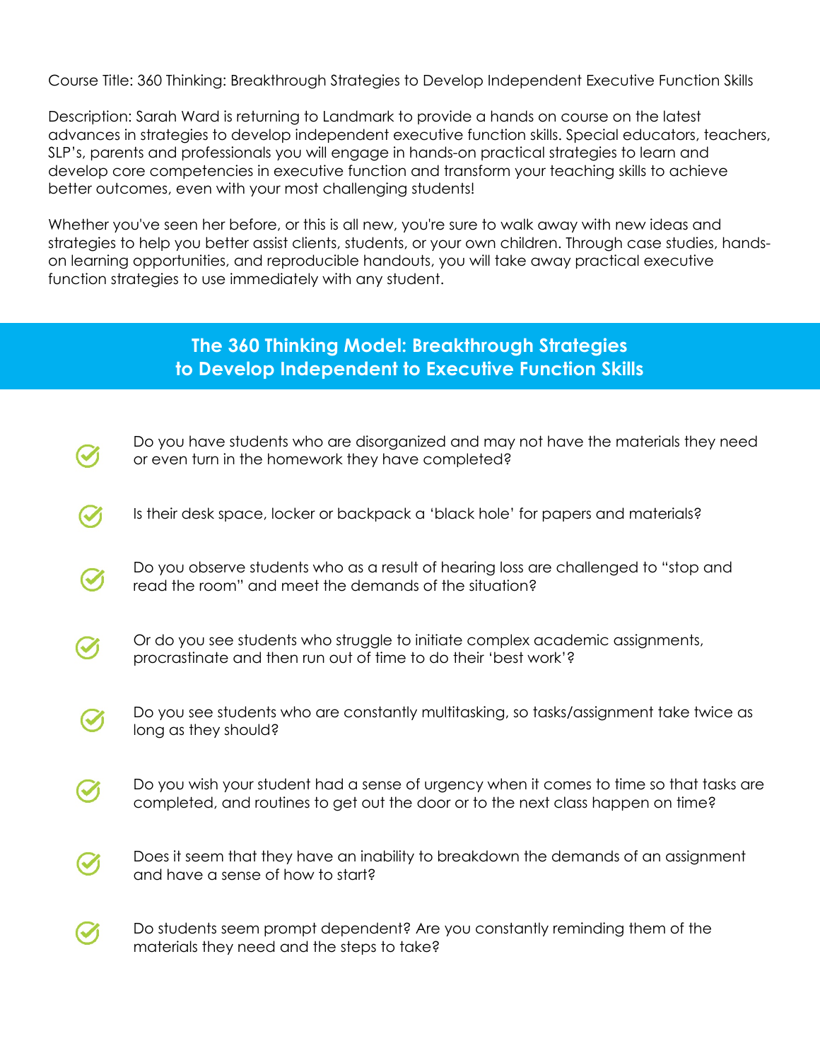Course Title: 360 Thinking: Breakthrough Strategies to Develop Independent Executive Function Skills

Description: Sarah Ward is returning to Landmark to provide a hands on course on the latest advances in strategies to develop independent executive function skills. Special educators, teachers, SLP's, parents and professionals you will engage in hands-on practical strategies to learn and develop core competencies in executive function and transform your teaching skills to achieve better outcomes, even with your most challenging students!

Whether you've seen her before, or this is all new, you're sure to walk away with new ideas and strategies to help you better assist clients, students, or your own children. Through case studies, hands-on learning opportunities, and reproducible handouts, you will take away practical executive function strategies to use immediately with any student.

## The 360 Thinking Model: Breakthrough Strategies to Develop Independent to Executive Function Skills

- Do you have students who are disorganized and may not have the materials they need or even turn in the homework they have completed?
- Is their desk space, locker or backpack a 'black hole' for papers and materials?
- Do you observe students who as a result of hearing loss are challenged to "stop and read the room" and meet the demands of the situation?
- Or do you see students who struggle to initiate complex academic assignments, procrastinate and then run out of time to do their 'best work'?
- Do you see students who are constantly multitasking, so tasks/assignment take twice as long as they should?
- Do you wish your student had a sense of urgency when it comes to time so that tasks are completed, and routines to get out the door or to the next class happen on time?
- Does it seem that they have an inability to breakdown the demands of an assignment and have a sense of how to start?
- Do students seem prompt dependent? Are you constantly reminding them of the materials they need and the steps to take?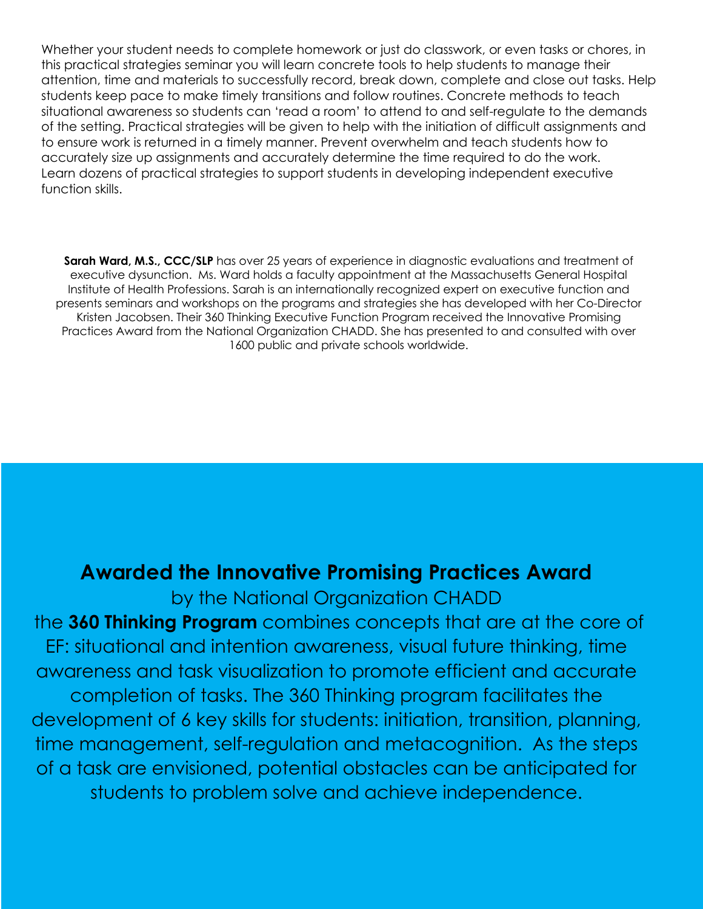Whether your student needs to complete homework or just do classwork, or even tasks or chores, in this practical strategies seminar you will learn concrete tools to help students to manage their attention, time and materials to successfully record, break down, complete and close out tasks. Help students keep pace to make timely transitions and follow routines. Concrete methods to teach situational awareness so students can 'read a room' to attend to and self-regulate to the demands of the setting. Practical strategies will be given to help with the initiation of difficult assignments and to ensure work is returned in a timely manner. Prevent overwhelm and teach students how to accurately size up assignments and accurately determine the time required to do the work. Learn dozens of practical strategies to support students in developing independent executive function skills.

**Sarah Ward, M.S., CCC/SLP** has over 25 years of experience in diagnostic evaluations and treatment of executive dysunction. Ms. Ward holds a faculty appointment at the Massachusetts General Hospital Institute of Health Professions. Sarah is an internationally recognized expert on executive function and presents seminars and workshops on the programs and strategies she has developed with her Co-Director Kristen Jacobsen. Their 360 Thinking Executive Function Program received the Innovative Promising Practices Award from the National Organization CHADD. She has presented to and consulted with over 1600 public and private schools worldwide.

## Awarded the Innovative Promising Practices Award

by the National Organization CHADD

the **360 Thinking Program** combines concepts that are at the core of EF: situational and intention awareness, visual future thinking, time awareness and task visualization to promote efficient and accurate completion of tasks. The 360 Thinking program facilitates the development of 6 key skills for students: initiation, transition, planning, time management, self-regulation and metacognition. As the steps of a task are envisioned, potential obstacles can be anticipated for students to problem solve and achieve independence.